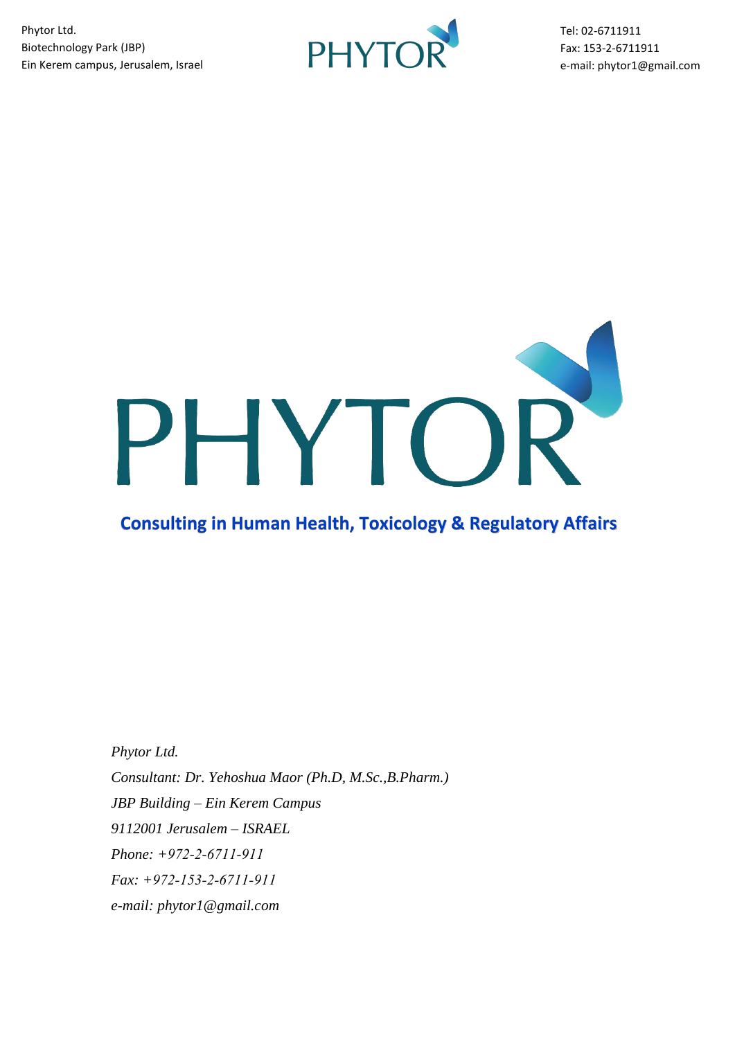Phytor Ltd.
Biotechnology Park (JBP)
Ein Kerem campus, Jerusalem, Israel

Tel: 02-6711911
Fax: 153-2-6711911
e-mail: phytor1@gmail.com

# PHYTOR

## Consulting in Human Health, Toxicology & Regulatory Affairs

*Phytor Ltd.*
*Consultant: Dr. Yehoshua Maor (Ph.D, M.Sc.,B.Pharm.)*
*JBP Building – Ein Kerem Campus*
*9112001 Jerusalem – ISRAEL*
*Phone: +972-2-6711-911*
*Fax: +972-153-2-6711-911*
*e-mail: phytor1@gmail.com*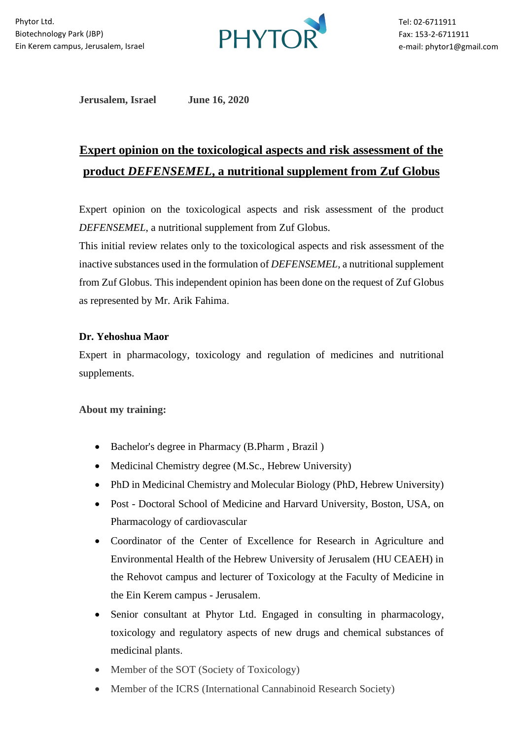**Jerusalem, Israel** **June 16, 2020**

## Expert opinion on the toxicological aspects and risk assessment of the product *DEFENSEMEL*, a nutritional supplement from Zuf Globus

Expert opinion on the toxicological aspects and risk assessment of the product *DEFENSEMEL*, a nutritional supplement from Zuf Globus.
This initial review relates only to the toxicological aspects and risk assessment of the inactive substances used in the formulation of *DEFENSEMEL*, a nutritional supplement from Zuf Globus. This independent opinion has been done on the request of Zuf Globus as represented by Mr. Arik Fahima.

**Dr. Yehoshua Maor**

Expert in pharmacology, toxicology and regulation of medicines and nutritional supplements.

**About my training:**

- Bachelor's degree in Pharmacy (B.Pharm , Brazil )
- Medicinal Chemistry degree (M.Sc., Hebrew University)
- PhD in Medicinal Chemistry and Molecular Biology (PhD, Hebrew University)
- Post - Doctoral School of Medicine and Harvard University, Boston, USA, on Pharmacology of cardiovascular
- Coordinator of the Center of Excellence for Research in Agriculture and Environmental Health of the Hebrew University of Jerusalem (HU CEAEH) in the Rehovot campus and lecturer of Toxicology at the Faculty of Medicine in the Ein Kerem campus - Jerusalem.
- Senior consultant at Phytor Ltd. Engaged in consulting in pharmacology, toxicology and regulatory aspects of new drugs and chemical substances of medicinal plants.
- Member of the SOT (Society of Toxicology)
- Member of the ICRS (International Cannabinoid Research Society)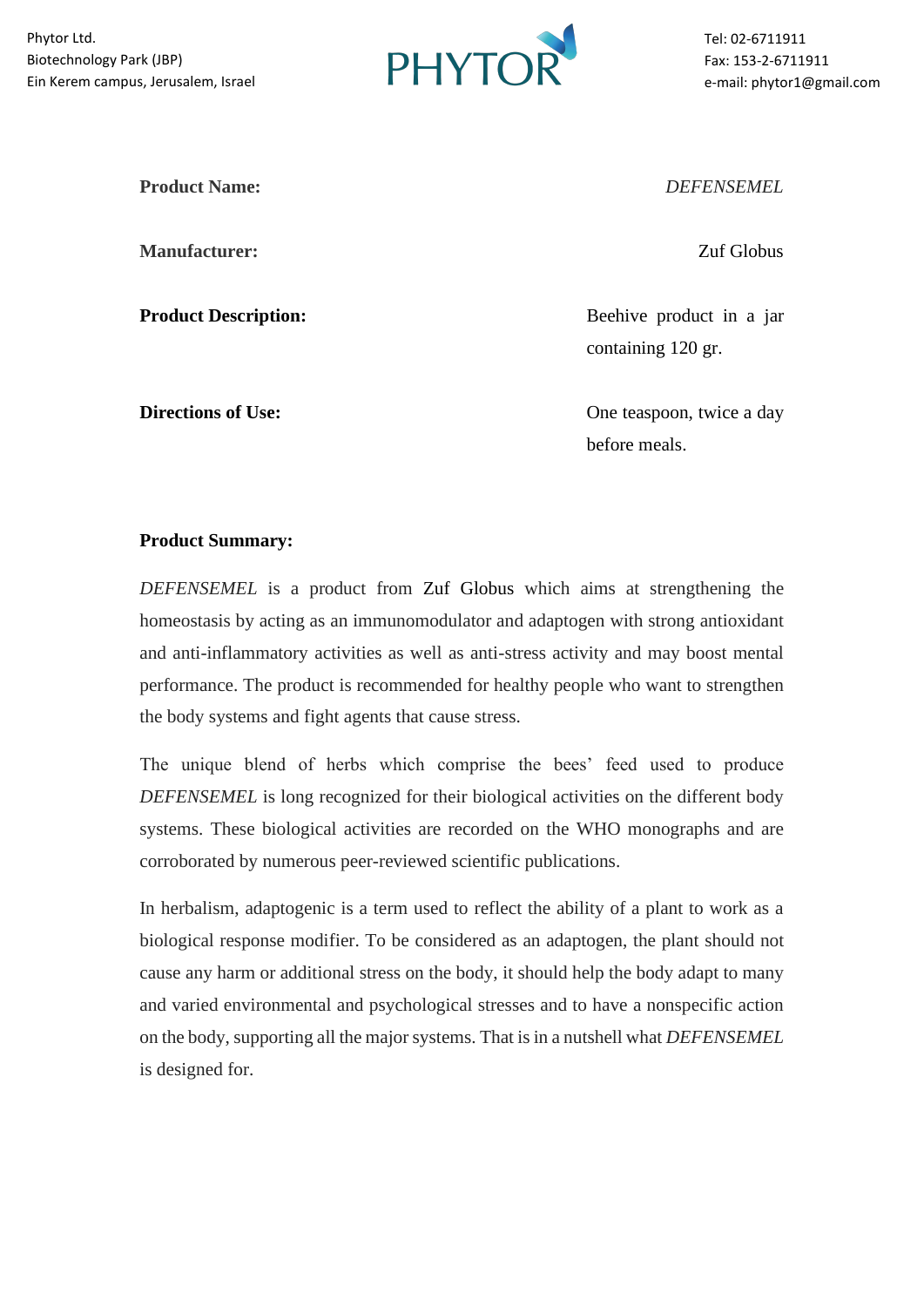**Product Name:** *DEFENSEMEL*

**Manufacturer:** Zuf Globus

**Product Description:** Beehive product in a jar containing 120 gr.

**Directions of Use:** One teaspoon, twice a day before meals.

**Product Summary:**

*DEFENSEMEL* is a product from Zuf Globus which aims at strengthening the homeostasis by acting as an immunomodulator and adaptogen with strong antioxidant and anti-inflammatory activities as well as anti-stress activity and may boost mental performance. The product is recommended for healthy people who want to strengthen the body systems and fight agents that cause stress.

The unique blend of herbs which comprise the bees' feed used to produce *DEFENSEMEL* is long recognized for their biological activities on the different body systems. These biological activities are recorded on the WHO monographs and are corroborated by numerous peer-reviewed scientific publications.

In herbalism, adaptogenic is a term used to reflect the ability of a plant to work as a biological response modifier. To be considered as an adaptogen, the plant should not cause any harm or additional stress on the body, it should help the body adapt to many and varied environmental and psychological stresses and to have a nonspecific action on the body, supporting all the major systems. That is in a nutshell what *DEFENSEMEL* is designed for.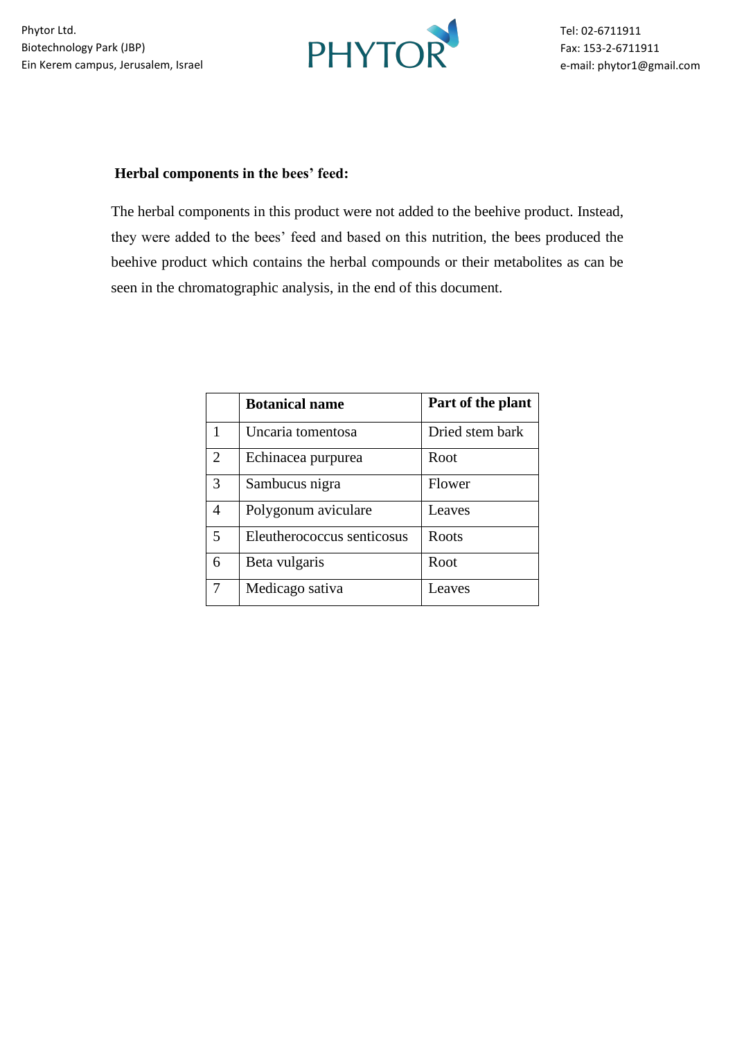**Herbal components in the bees' feed:**

The herbal components in this product were not added to the beehive product. Instead, they were added to the bees' feed and based on this nutrition, the bees produced the beehive product which contains the herbal compounds or their metabolites as can be seen in the chromatographic analysis, in the end of this document.

| | **Botanical name** | **Part of the plant** |
|---|---|---|
| 1 | Uncaria tomentosa | Dried stem bark |
| 2 | Echinacea purpurea | Root |
| 3 | Sambucus nigra | Flower |
| 4 | Polygonum aviculare | Leaves |
| 5 | Eleutherococcus senticosus | Roots |
| 6 | Beta vulgaris | Root |
| 7 | Medicago sativa | Leaves |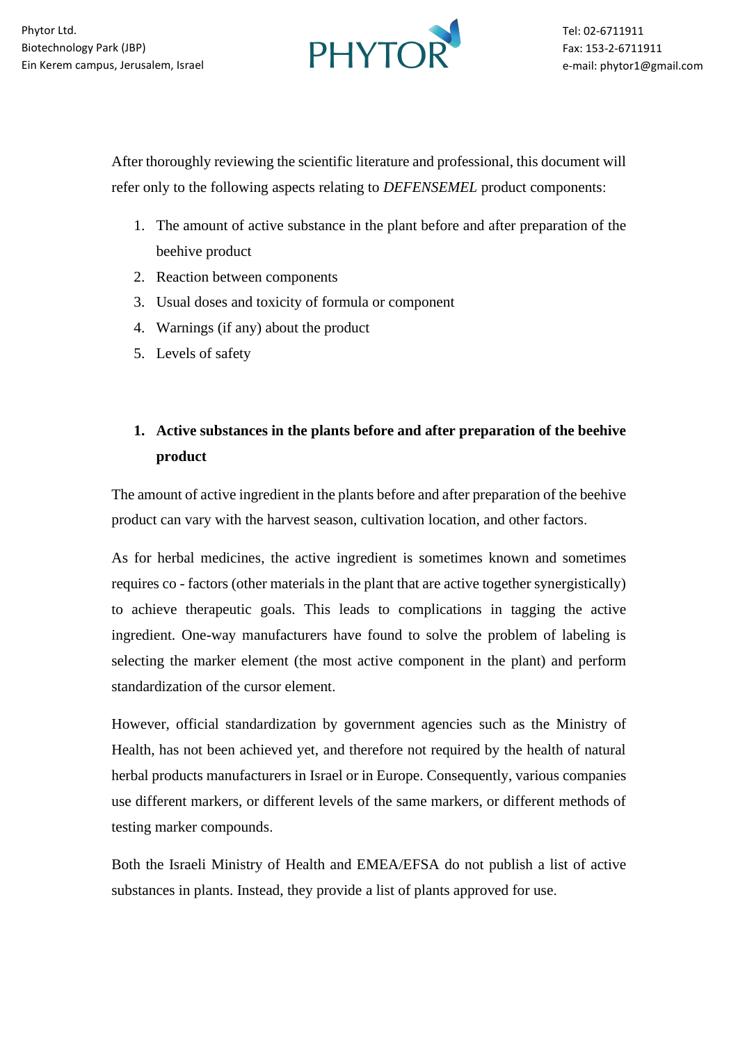After thoroughly reviewing the scientific literature and professional, this document will refer only to the following aspects relating to *DEFENSEMEL* product components:

1. The amount of active substance in the plant before and after preparation of the beehive product
2. Reaction between components
3. Usual doses and toxicity of formula or component
4. Warnings (if any) about the product
5. Levels of safety

## 1. Active substances in the plants before and after preparation of the beehive product

The amount of active ingredient in the plants before and after preparation of the beehive product can vary with the harvest season, cultivation location, and other factors.

As for herbal medicines, the active ingredient is sometimes known and sometimes requires co - factors (other materials in the plant that are active together synergistically) to achieve therapeutic goals. This leads to complications in tagging the active ingredient. One-way manufacturers have found to solve the problem of labeling is selecting the marker element (the most active component in the plant) and perform standardization of the cursor element.

However, official standardization by government agencies such as the Ministry of Health, has not been achieved yet, and therefore not required by the health of natural herbal products manufacturers in Israel or in Europe. Consequently, various companies use different markers, or different levels of the same markers, or different methods of testing marker compounds.

Both the Israeli Ministry of Health and EMEA/EFSA do not publish a list of active substances in plants. Instead, they provide a list of plants approved for use.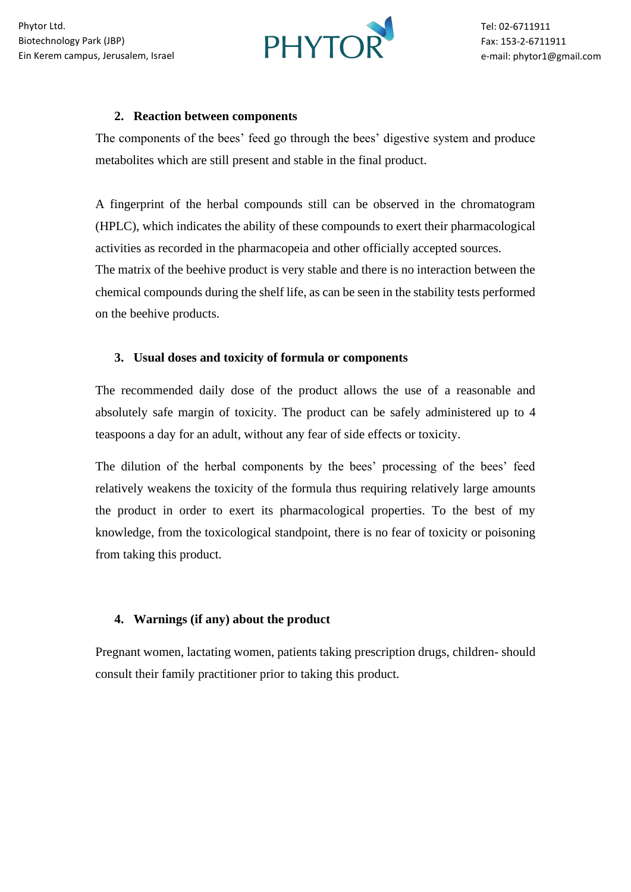## 2. Reaction between components

The components of the bees' feed go through the bees' digestive system and produce metabolites which are still present and stable in the final product.

A fingerprint of the herbal compounds still can be observed in the chromatogram (HPLC), which indicates the ability of these compounds to exert their pharmacological activities as recorded in the pharmacopeia and other officially accepted sources.
The matrix of the beehive product is very stable and there is no interaction between the chemical compounds during the shelf life, as can be seen in the stability tests performed on the beehive products.

## 3. Usual doses and toxicity of formula or components

The recommended daily dose of the product allows the use of a reasonable and absolutely safe margin of toxicity. The product can be safely administered up to 4 teaspoons a day for an adult, without any fear of side effects or toxicity.

The dilution of the herbal components by the bees' processing of the bees' feed relatively weakens the toxicity of the formula thus requiring relatively large amounts the product in order to exert its pharmacological properties. To the best of my knowledge, from the toxicological standpoint, there is no fear of toxicity or poisoning from taking this product.

## 4. Warnings (if any) about the product

Pregnant women, lactating women, patients taking prescription drugs, children- should consult their family practitioner prior to taking this product.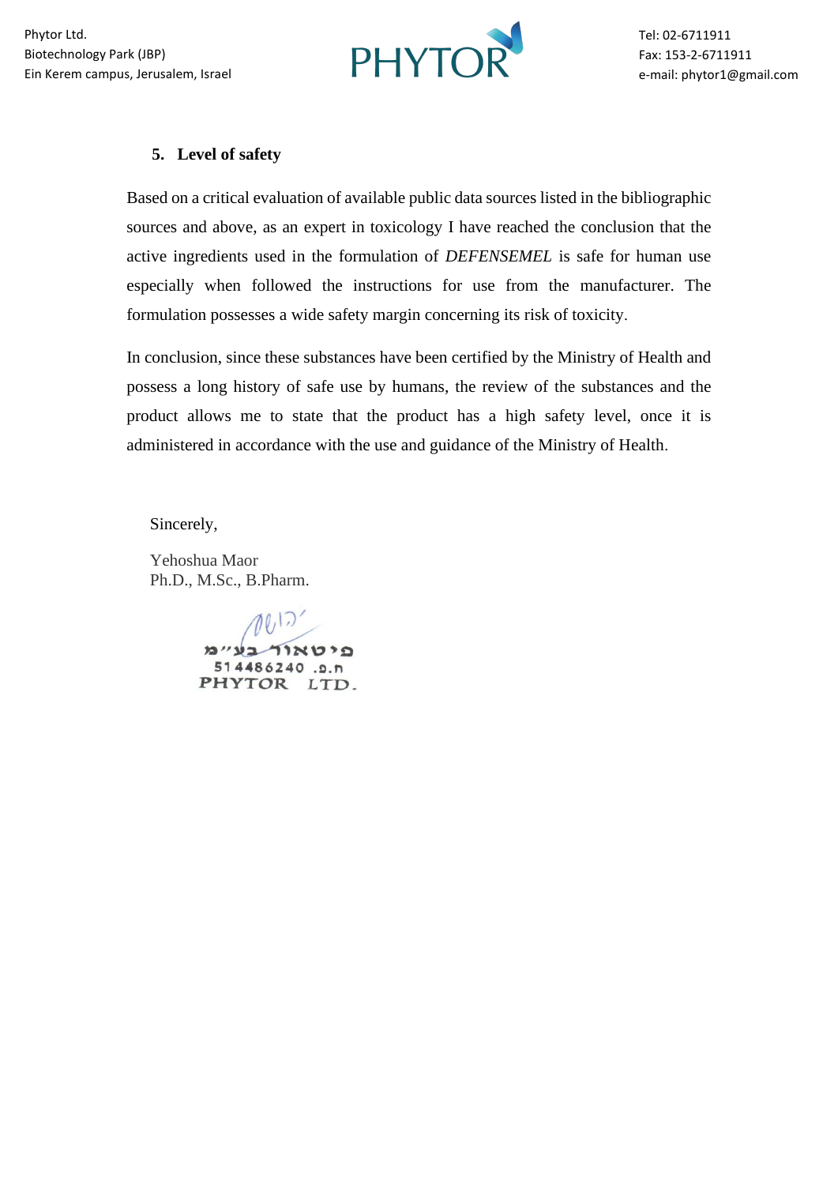### 5. Level of safety

Based on a critical evaluation of available public data sources listed in the bibliographic sources and above, as an expert in toxicology I have reached the conclusion that the active ingredients used in the formulation of *DEFENSEMEL* is safe for human use especially when followed the instructions for use from the manufacturer. The formulation possesses a wide safety margin concerning its risk of toxicity.

In conclusion, since these substances have been certified by the Ministry of Health and possess a long history of safe use by humans, the review of the substances and the product allows me to state that the product has a high safety level, once it is administered in accordance with the use and guidance of the Ministry of Health.

Sincerely,

Yehoshua Maor
Ph.D., M.Sc., B.Pharm.

פיטאור בע"מ
ח.פ. 514486240
PHYTOR LTD.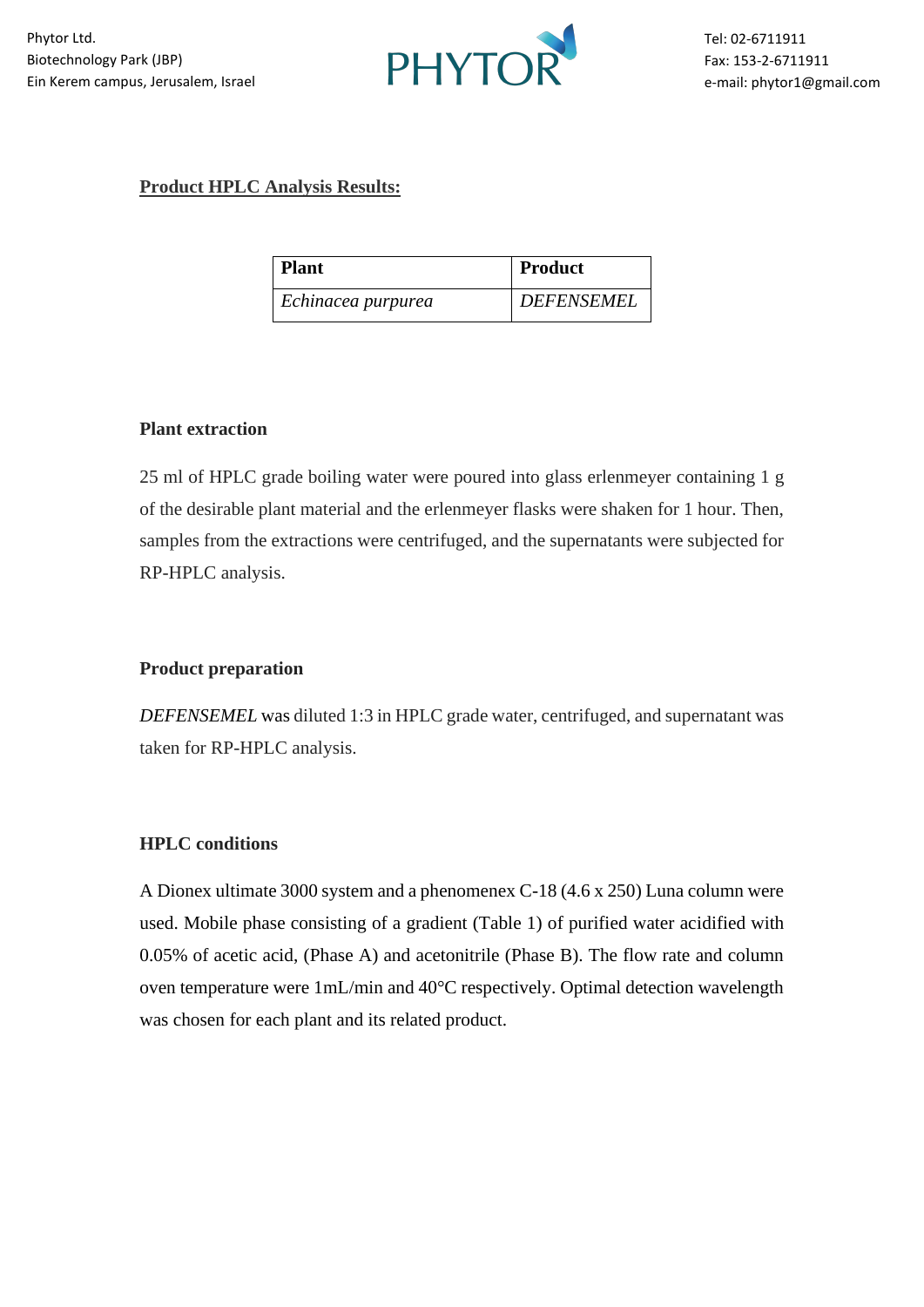## Product HPLC Analysis Results:

| Plant | Product |
|---|---|
| *Echinacea purpurea* | *DEFENSEMEL* |

### Plant extraction

25 ml of HPLC grade boiling water were poured into glass erlenmeyer containing 1 g of the desirable plant material and the erlenmeyer flasks were shaken for 1 hour. Then, samples from the extractions were centrifuged, and the supernatants were subjected for RP-HPLC analysis.

### Product preparation

*DEFENSEMEL* was diluted 1:3 in HPLC grade water, centrifuged, and supernatant was taken for RP-HPLC analysis.

### HPLC conditions

A Dionex ultimate 3000 system and a phenomenex C-18 (4.6 x 250) Luna column were used. Mobile phase consisting of a gradient (Table 1) of purified water acidified with 0.05% of acetic acid, (Phase A) and acetonitrile (Phase B). The flow rate and column oven temperature were 1mL/min and 40°C respectively. Optimal detection wavelength was chosen for each plant and its related product.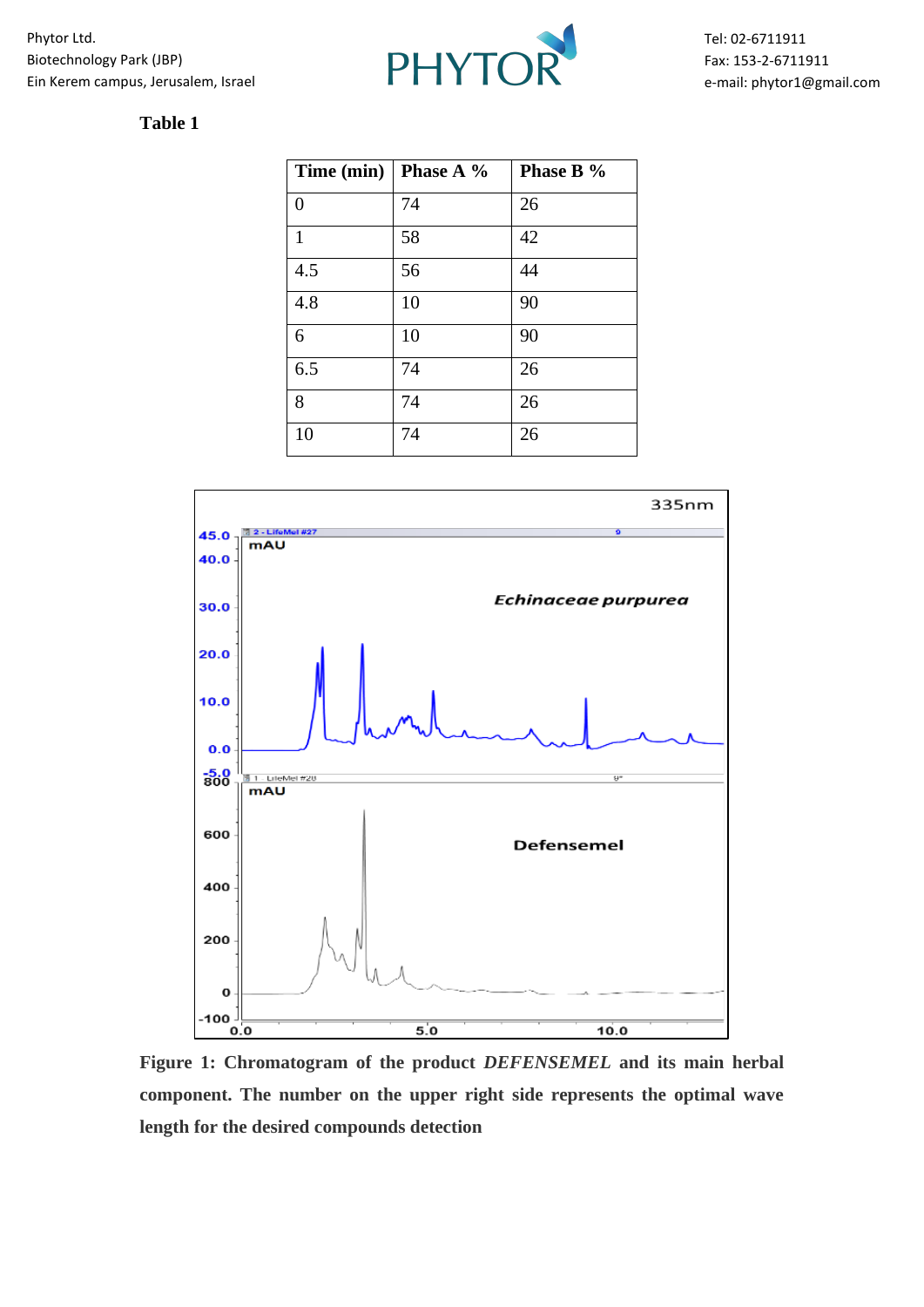**Table 1**

| Time (min) | Phase A % | Phase B % |
|---|---|---|
| 0 | 74 | 26 |
| 1 | 58 | 42 |
| 4.5 | 56 | 44 |
| 4.8 | 10 | 90 |
| 6 | 10 | 90 |
| 6.5 | 74 | 26 |
| 8 | 74 | 26 |
| 10 | 74 | 26 |

**Figure 1: Chromatogram of the product *DEFENSEMEL* and its main herbal component. The number on the upper right side represents the optimal wave length for the desired compounds detection**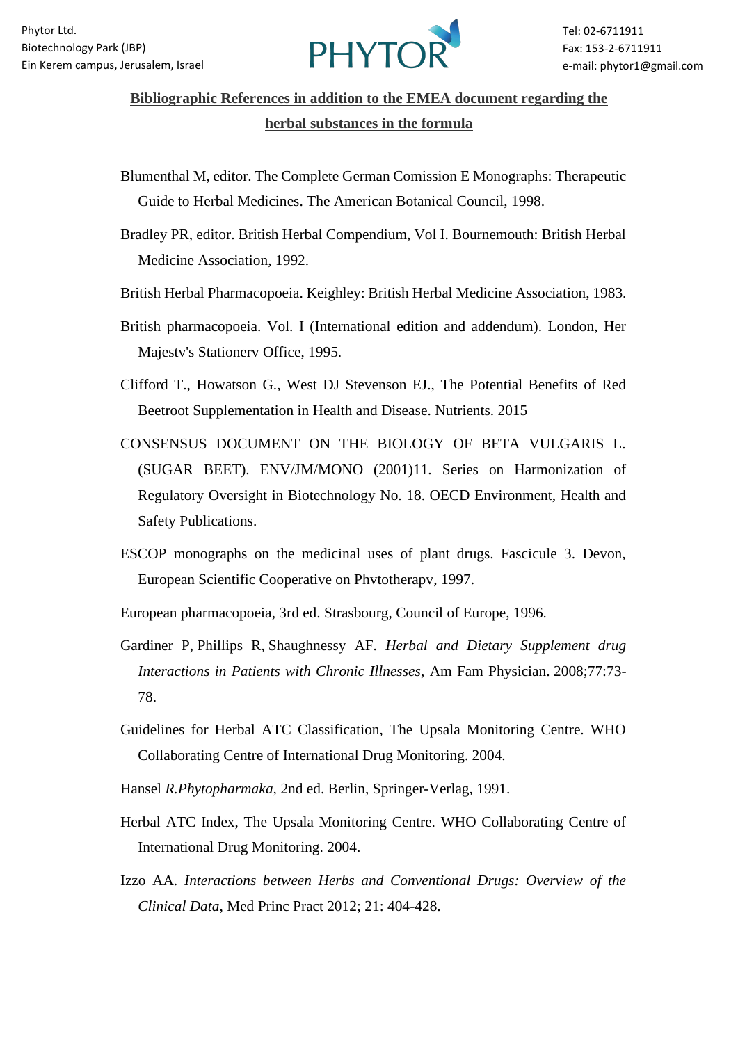**Bibliographic References in addition to the EMEA document regarding the herbal substances in the formula**

Blumenthal M, editor. The Complete German Comission E Monographs: Therapeutic Guide to Herbal Medicines. The American Botanical Council, 1998.

Bradley PR, editor. British Herbal Compendium, Vol I. Bournemouth: British Herbal Medicine Association, 1992.

British Herbal Pharmacopoeia. Keighley: British Herbal Medicine Association, 1983.

British pharmacopoeia. Vol. I (International edition and addendum). London, Her Majestv's Stationerv Office, 1995.

Clifford T., Howatson G., West DJ Stevenson EJ., The Potential Benefits of Red Beetroot Supplementation in Health and Disease. Nutrients. 2015

CONSENSUS DOCUMENT ON THE BIOLOGY OF BETA VULGARIS L. (SUGAR BEET). ENV/JM/MONO (2001)11. Series on Harmonization of Regulatory Oversight in Biotechnology No. 18. OECD Environment, Health and Safety Publications.

ESCOP monographs on the medicinal uses of plant drugs. Fascicule 3. Devon, European Scientific Cooperative on Phvtotherapv, 1997.

European pharmacopoeia, 3rd ed. Strasbourg, Council of Europe, 1996.

Gardiner P, Phillips R, Shaughnessy AF. *Herbal and Dietary Supplement drug Interactions in Patients with Chronic Illnesses*, Am Fam Physician. 2008;77:73-78.

Guidelines for Herbal ATC Classification, The Upsala Monitoring Centre. WHO Collaborating Centre of International Drug Monitoring. 2004.

Hansel *R.Phytopharmaka*, 2nd ed. Berlin, Springer-Verlag, 1991.

Herbal ATC Index, The Upsala Monitoring Centre. WHO Collaborating Centre of International Drug Monitoring. 2004.

Izzo AA. *Interactions between Herbs and Conventional Drugs: Overview of the Clinical Data*, Med Princ Pract 2012; 21: 404-428.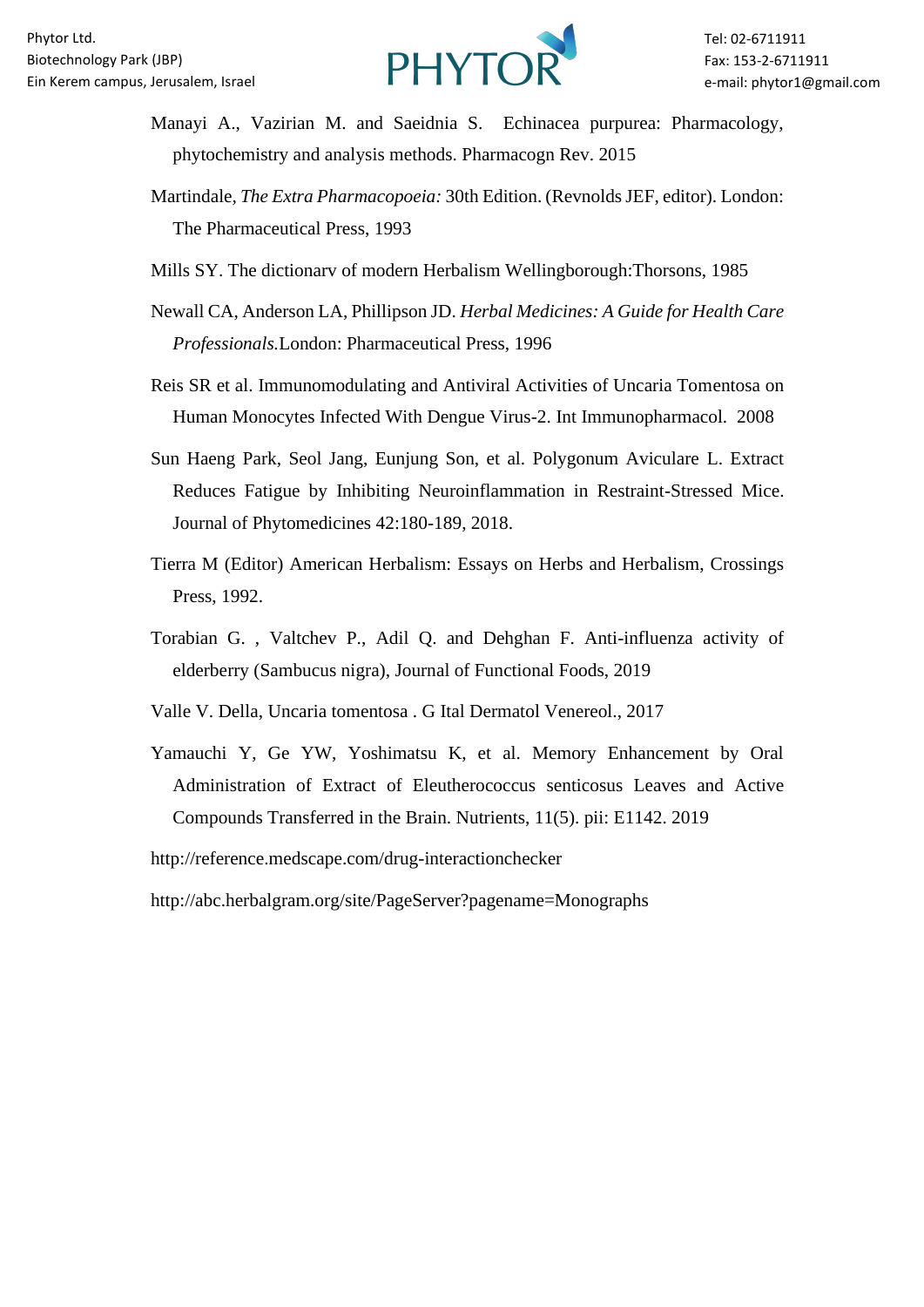Manayi A., Vazirian M. and Saeidnia S. Echinacea purpurea: Pharmacology, phytochemistry and analysis methods. Pharmacogn Rev. 2015

Martindale, *The Extra Pharmacopoeia:* 30th Edition. (Revnolds JEF, editor). London: The Pharmaceutical Press, 1993

Mills SY. The dictionarv of modern Herbalism Wellingborough:Thorsons, 1985

Newall CA, Anderson LA, Phillipson JD. *Herbal Medicines: A Guide for Health Care Professionals.*London: Pharmaceutical Press, 1996

Reis SR et al. Immunomodulating and Antiviral Activities of Uncaria Tomentosa on Human Monocytes Infected With Dengue Virus-2. Int Immunopharmacol. 2008

Sun Haeng Park, Seol Jang, Eunjung Son, et al. Polygonum Aviculare L. Extract Reduces Fatigue by Inhibiting Neuroinflammation in Restraint-Stressed Mice. Journal of Phytomedicines 42:180-189, 2018.

Tierra M (Editor) American Herbalism: Essays on Herbs and Herbalism, Crossings Press, 1992.

Torabian G. , Valtchev P., Adil Q. and Dehghan F. Anti-influenza activity of elderberry (Sambucus nigra), Journal of Functional Foods, 2019

Valle V. Della, Uncaria tomentosa . G Ital Dermatol Venereol., 2017

Yamauchi Y, Ge YW, Yoshimatsu K, et al. Memory Enhancement by Oral Administration of Extract of Eleutherococcus senticosus Leaves and Active Compounds Transferred in the Brain. Nutrients, 11(5). pii: E1142. 2019

http://reference.medscape.com/drug-interactionchecker

http://abc.herbalgram.org/site/PageServer?pagename=Monographs